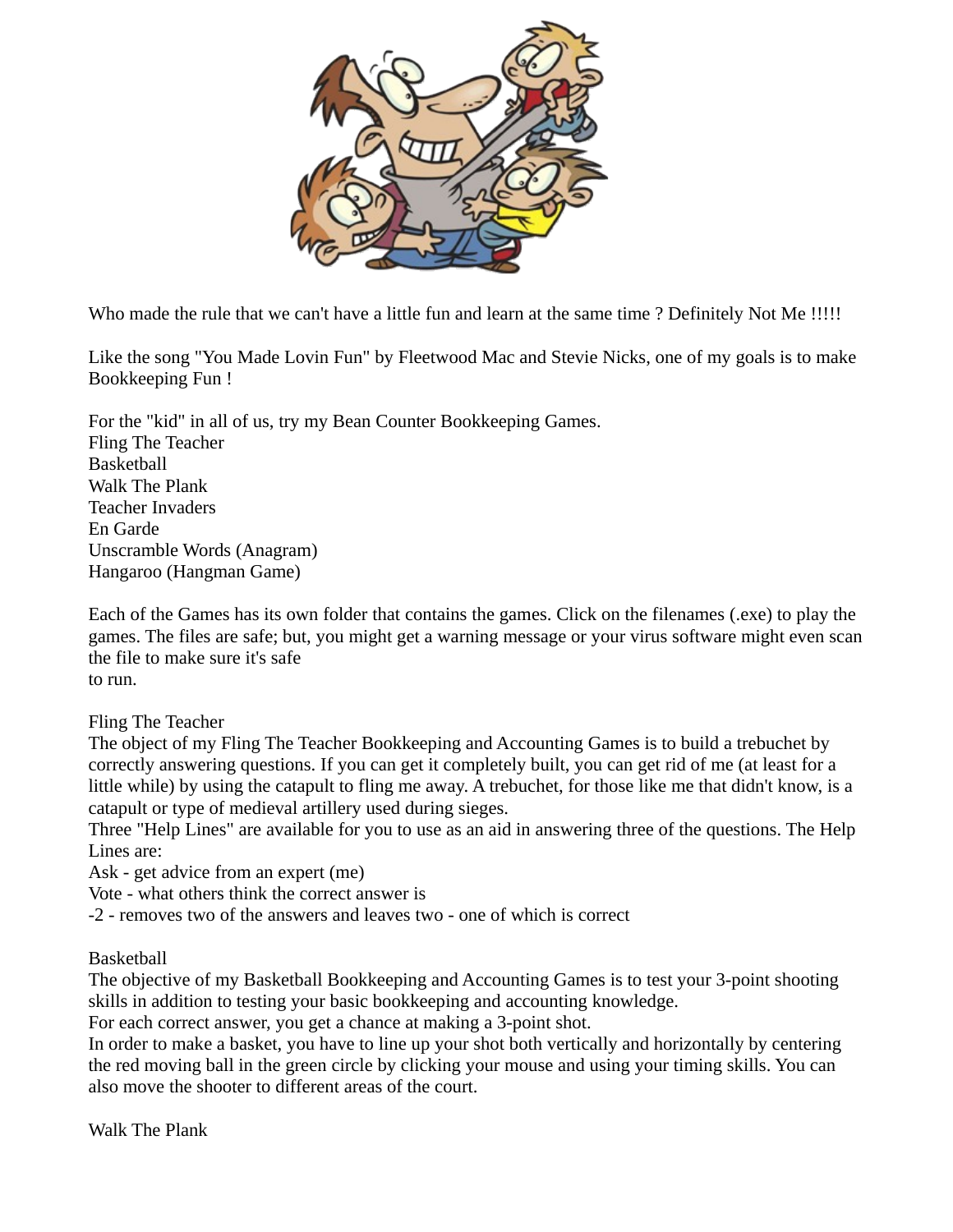Who made the rule that we can't have a little fun and learn at the same time ? Definitely Not Me !!!!!

Like the song "You Made Lovin Fun" by Fleetwood Mac and Stevie Nicks, one of my goals is to make Bookkeeping Fun !

For the "kid" in all of us, try my Bean Counter Bookkeeping Games.
Fling The Teacher
Basketball
Walk The Plank
Teacher Invaders
En Garde
Unscramble Words (Anagram)
Hangaroo (Hangman Game)

Each of the Games has its own folder that contains the games. Click on the filenames (.exe) to play the games. The files are safe; but, you might get a warning message or your virus software might even scan the file to make sure it's safe
to run.

Fling The Teacher
The object of my Fling The Teacher Bookkeeping and Accounting Games is to build a trebuchet by correctly answering questions. If you can get it completely built, you can get rid of me (at least for a little while) by using the catapult to fling me away. A trebuchet, for those like me that didn't know, is a catapult or type of medieval artillery used during sieges.
Three "Help Lines" are available for you to use as an aid in answering three of the questions. The Help Lines are:
Ask - get advice from an expert (me)
Vote - what others think the correct answer is
-2 - removes two of the answers and leaves two - one of which is correct

Basketball
The objective of my Basketball Bookkeeping and Accounting Games is to test your 3-point shooting skills in addition to testing your basic bookkeeping and accounting knowledge.
For each correct answer, you get a chance at making a 3-point shot.
In order to make a basket, you have to line up your shot both vertically and horizontally by centering the red moving ball in the green circle by clicking your mouse and using your timing skills. You can also move the shooter to different areas of the court.

Walk The Plank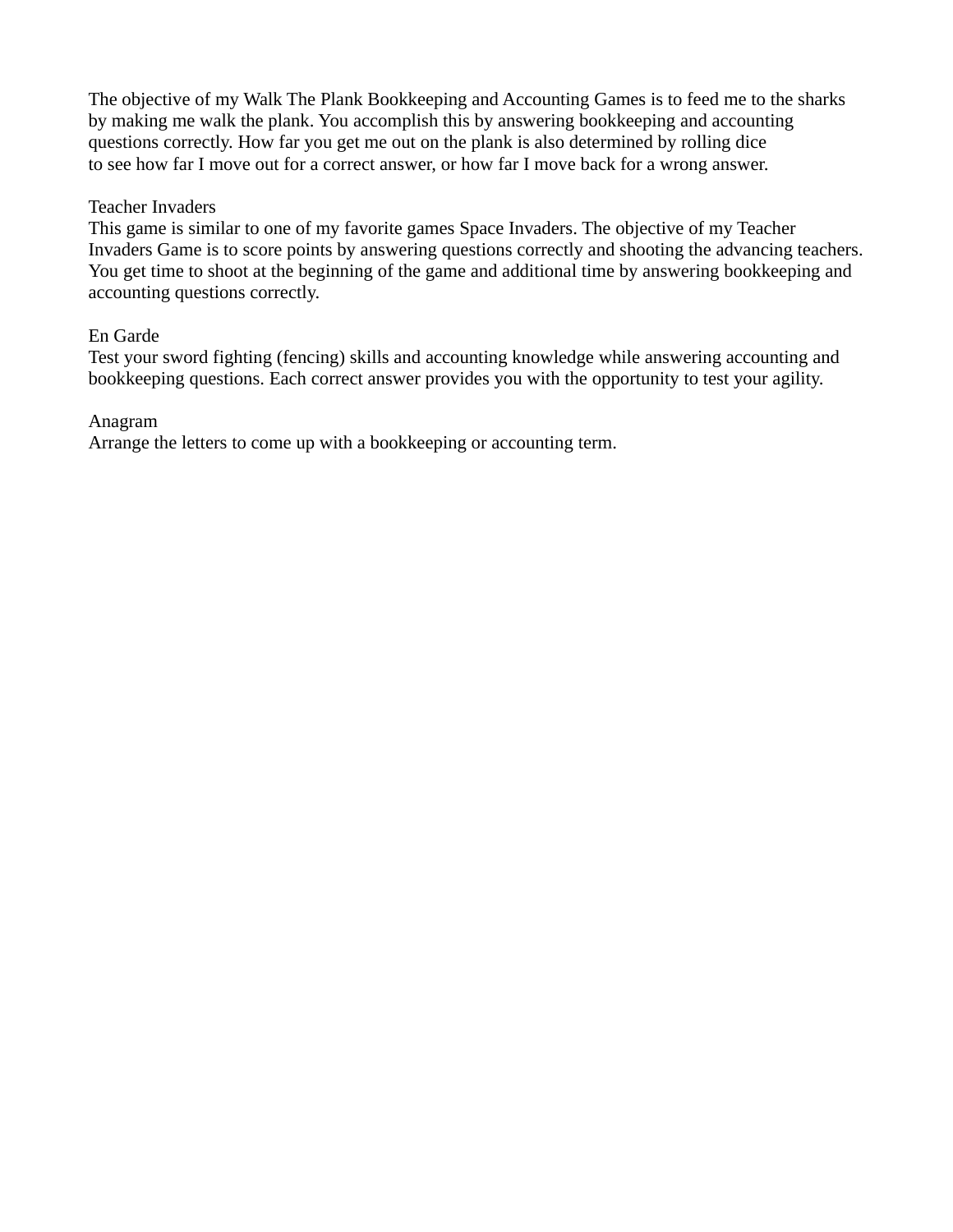The objective of my Walk The Plank Bookkeeping and Accounting Games is to feed me to the sharks by making me walk the plank. You accomplish this by answering bookkeeping and accounting questions correctly. How far you get me out on the plank is also determined by rolling dice to see how far I move out for a correct answer, or how far I move back for a wrong answer.

Teacher Invaders
This game is similar to one of my favorite games Space Invaders. The objective of my Teacher Invaders Game is to score points by answering questions correctly and shooting the advancing teachers. You get time to shoot at the beginning of the game and additional time by answering bookkeeping and accounting questions correctly.

En Garde
Test your sword fighting (fencing) skills and accounting knowledge while answering accounting and bookkeeping questions. Each correct answer provides you with the opportunity to test your agility.

Anagram
Arrange the letters to come up with a bookkeeping or accounting term.